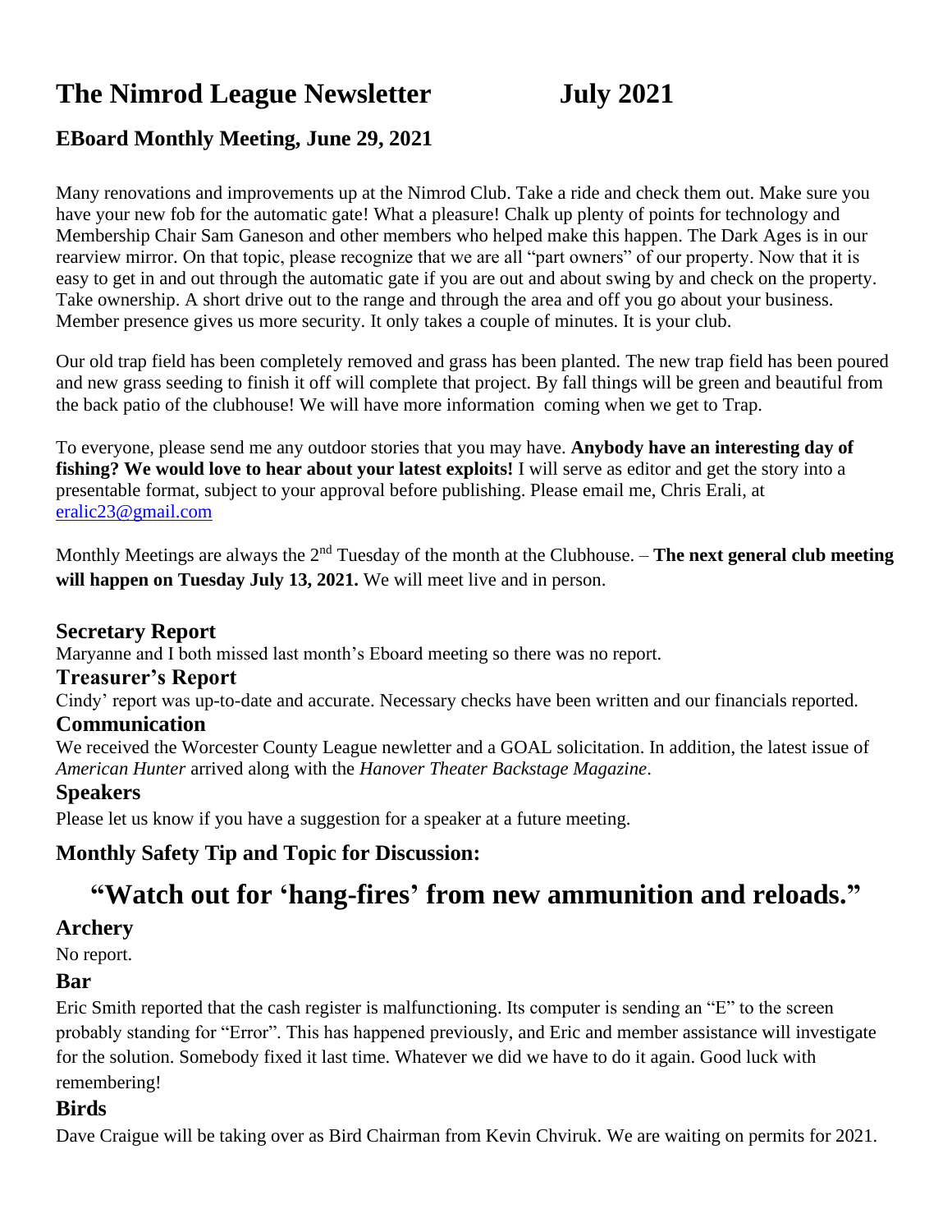# The Nimrod League Newsletter July 2021

## EBoard Monthly Meeting, June 29, 2021

Many renovations and improvements up at the Nimrod Club. Take a ride and check them out. Make sure you have your new fob for the automatic gate! What a pleasure! Chalk up plenty of points for technology and Membership Chair Sam Ganeson and other members who helped make this happen. The Dark Ages is in our rearview mirror. On that topic, please recognize that we are all "part owners" of our property. Now that it is easy to get in and out through the automatic gate if you are out and about swing by and check on the property. Take ownership. A short drive out to the range and through the area and off you go about your business. Member presence gives us more security. It only takes a couple of minutes. It is your club.

Our old trap field has been completely removed and grass has been planted. The new trap field has been poured and new grass seeding to finish it off will complete that project. By fall things will be green and beautiful from the back patio of the clubhouse! We will have more information coming when we get to Trap.

To everyone, please send me any outdoor stories that you may have. **Anybody have an interesting day of fishing? We would love to hear about your latest exploits!** I will serve as editor and get the story into a presentable format, subject to your approval before publishing. Please email me, Chris Erali, at eralic23@gmail.com

Monthly Meetings are always the 2nd Tuesday of the month at the Clubhouse. – **The next general club meeting will happen on Tuesday July 13, 2021.** We will meet live and in person.

### Secretary Report

Maryanne and I both missed last month's Eboard meeting so there was no report.

### Treasurer's Report

Cindy' report was up-to-date and accurate. Necessary checks have been written and our financials reported.

### Communication

We received the Worcester County League newletter and a GOAL solicitation. In addition, the latest issue of *American Hunter* arrived along with the *Hanover Theater Backstage Magazine*.

### Speakers

Please let us know if you have a suggestion for a speaker at a future meeting.

### Monthly Safety Tip and Topic for Discussion:

## "Watch out for 'hang-fires' from new ammunition and reloads."

### Archery

No report.

### Bar

Eric Smith reported that the cash register is malfunctioning. Its computer is sending an "E" to the screen probably standing for "Error". This has happened previously, and Eric and member assistance will investigate for the solution. Somebody fixed it last time. Whatever we did we have to do it again. Good luck with remembering!

### Birds

Dave Craigue will be taking over as Bird Chairman from Kevin Chviruk. We are waiting on permits for 2021.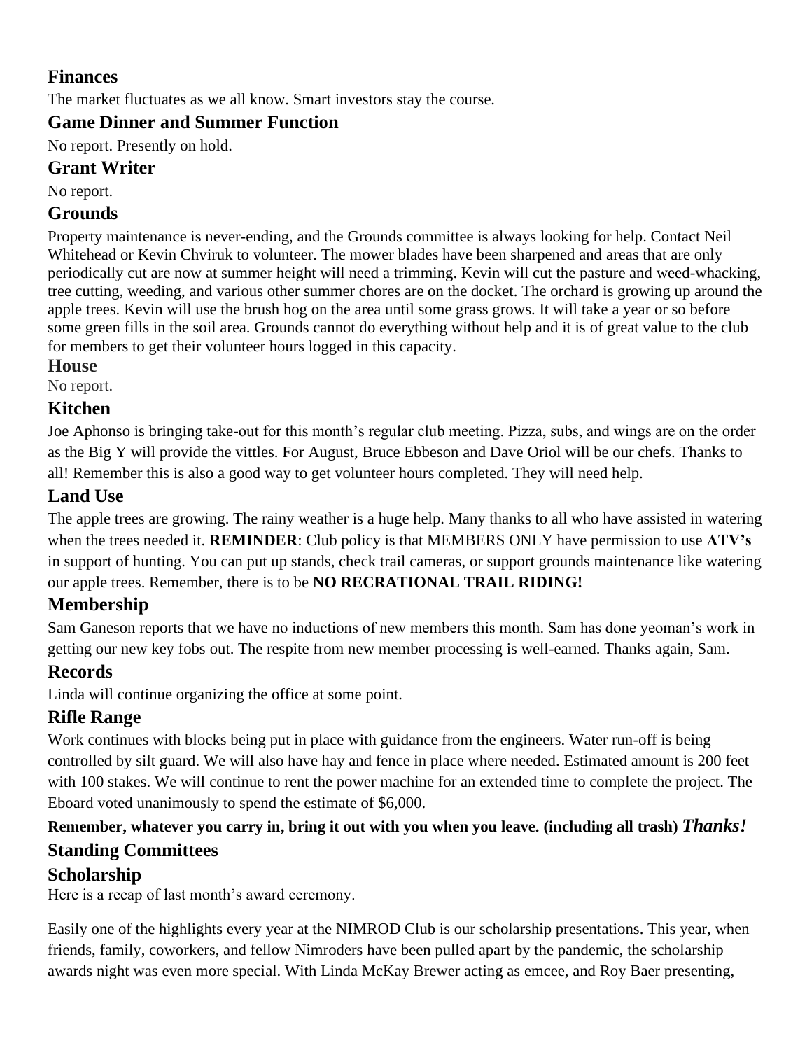## Finances

The market fluctuates as we all know. Smart investors stay the course.

## Game Dinner and Summer Function

No report. Presently on hold.

## Grant Writer

No report.

## Grounds

Property maintenance is never-ending, and the Grounds committee is always looking for help. Contact Neil Whitehead or Kevin Chviruk to volunteer. The mower blades have been sharpened and areas that are only periodically cut are now at summer height will need a trimming. Kevin will cut the pasture and weed-whacking, tree cutting, weeding, and various other summer chores are on the docket. The orchard is growing up around the apple trees. Kevin will use the brush hog on the area until some grass grows. It will take a year or so before some green fills in the soil area. Grounds cannot do everything without help and it is of great value to the club for members to get their volunteer hours logged in this capacity.

## House

No report.

## Kitchen

Joe Aphonso is bringing take-out for this month's regular club meeting. Pizza, subs, and wings are on the order as the Big Y will provide the vittles. For August, Bruce Ebbeson and Dave Oriol will be our chefs. Thanks to all! Remember this is also a good way to get volunteer hours completed. They will need help.

## Land Use

The apple trees are growing. The rainy weather is a huge help. Many thanks to all who have assisted in watering when the trees needed it. **REMINDER**: Club policy is that MEMBERS ONLY have permission to use **ATV's** in support of hunting. You can put up stands, check trail cameras, or support grounds maintenance like watering our apple trees. Remember, there is to be **NO RECRATIONAL TRAIL RIDING!**

## Membership

Sam Ganeson reports that we have no inductions of new members this month. Sam has done yeoman's work in getting our new key fobs out. The respite from new member processing is well-earned. Thanks again, Sam.

## Records

Linda will continue organizing the office at some point.

## Rifle Range

Work continues with blocks being put in place with guidance from the engineers. Water run-off is being controlled by silt guard. We will also have hay and fence in place where needed. Estimated amount is 200 feet with 100 stakes. We will continue to rent the power machine for an extended time to complete the project. The Eboard voted unanimously to spend the estimate of $6,000.

**Remember, whatever you carry in, bring it out with you when you leave. (including all trash)** ***Thanks!***

## Standing Committees

## Scholarship

Here is a recap of last month's award ceremony.

Easily one of the highlights every year at the NIMROD Club is our scholarship presentations. This year, when friends, family, coworkers, and fellow Nimroders have been pulled apart by the pandemic, the scholarship awards night was even more special. With Linda McKay Brewer acting as emcee, and Roy Baer presenting,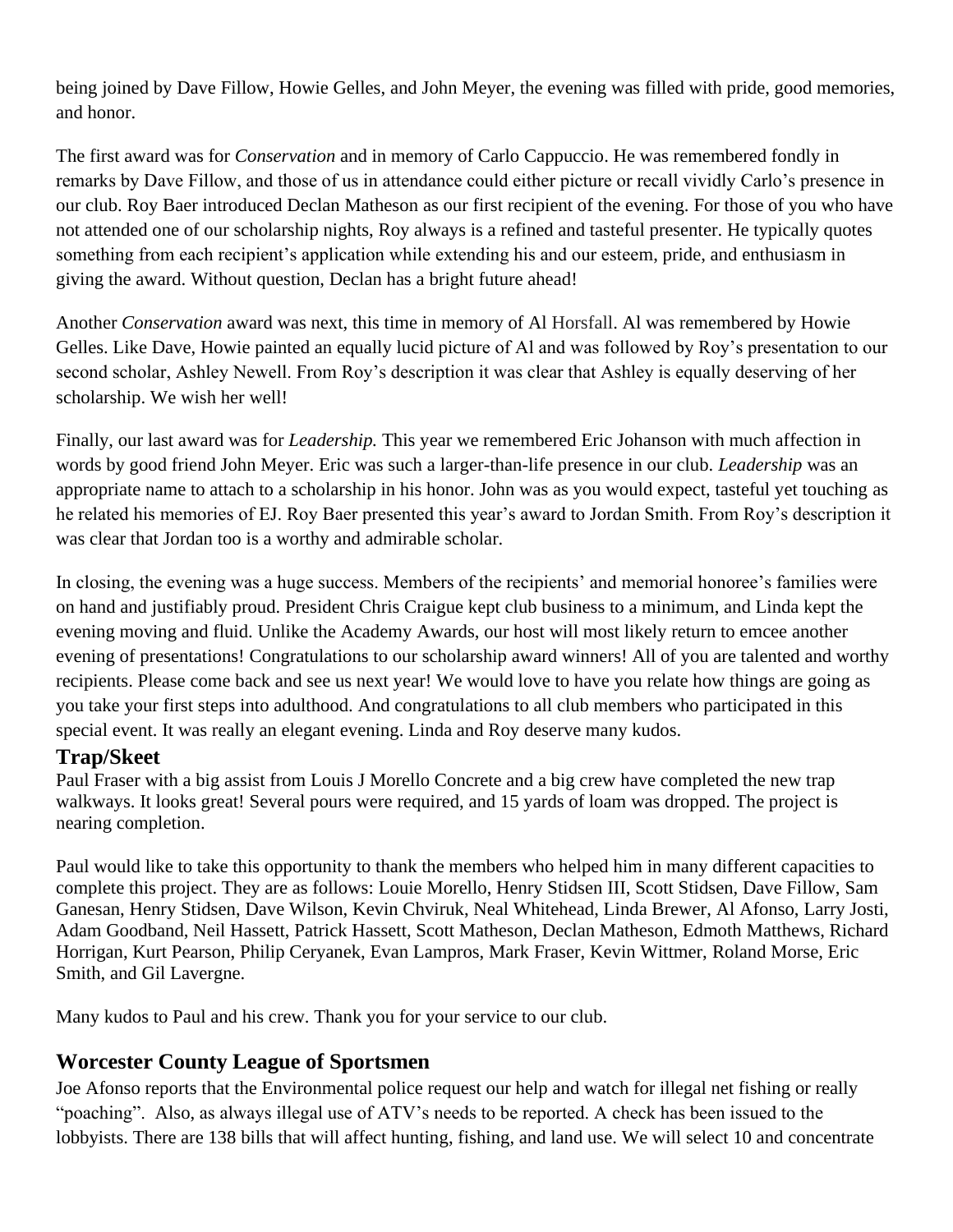being joined by Dave Fillow, Howie Gelles, and John Meyer, the evening was filled with pride, good memories, and honor.

The first award was for *Conservation* and in memory of Carlo Cappuccio. He was remembered fondly in remarks by Dave Fillow, and those of us in attendance could either picture or recall vividly Carlo's presence in our club. Roy Baer introduced Declan Matheson as our first recipient of the evening. For those of you who have not attended one of our scholarship nights, Roy always is a refined and tasteful presenter. He typically quotes something from each recipient's application while extending his and our esteem, pride, and enthusiasm in giving the award. Without question, Declan has a bright future ahead!

Another *Conservation* award was next, this time in memory of Al Horsfall. Al was remembered by Howie Gelles. Like Dave, Howie painted an equally lucid picture of Al and was followed by Roy's presentation to our second scholar, Ashley Newell. From Roy's description it was clear that Ashley is equally deserving of her scholarship. We wish her well!

Finally, our last award was for *Leadership.* This year we remembered Eric Johanson with much affection in words by good friend John Meyer. Eric was such a larger-than-life presence in our club. *Leadership* was an appropriate name to attach to a scholarship in his honor. John was as you would expect, tasteful yet touching as he related his memories of EJ. Roy Baer presented this year's award to Jordan Smith. From Roy's description it was clear that Jordan too is a worthy and admirable scholar.

In closing, the evening was a huge success. Members of the recipients' and memorial honoree's families were on hand and justifiably proud. President Chris Craigue kept club business to a minimum, and Linda kept the evening moving and fluid. Unlike the Academy Awards, our host will most likely return to emcee another evening of presentations! Congratulations to our scholarship award winners! All of you are talented and worthy recipients. Please come back and see us next year! We would love to have you relate how things are going as you take your first steps into adulthood. And congratulations to all club members who participated in this special event. It was really an elegant evening. Linda and Roy deserve many kudos.

## Trap/Skeet

Paul Fraser with a big assist from Louis J Morello Concrete and a big crew have completed the new trap walkways. It looks great! Several pours were required, and 15 yards of loam was dropped. The project is nearing completion.

Paul would like to take this opportunity to thank the members who helped him in many different capacities to complete this project. They are as follows: Louie Morello, Henry Stidsen III, Scott Stidsen, Dave Fillow, Sam Ganesan, Henry Stidsen, Dave Wilson, Kevin Chviruk, Neal Whitehead, Linda Brewer, Al Afonso, Larry Josti, Adam Goodband, Neil Hassett, Patrick Hassett, Scott Matheson, Declan Matheson, Edmoth Matthews, Richard Horrigan, Kurt Pearson, Philip Ceryanek, Evan Lampros, Mark Fraser, Kevin Wittmer, Roland Morse, Eric Smith, and Gil Lavergne.

Many kudos to Paul and his crew. Thank you for your service to our club.

## Worcester County League of Sportsmen

Joe Afonso reports that the Environmental police request our help and watch for illegal net fishing or really "poaching". Also, as always illegal use of ATV's needs to be reported. A check has been issued to the lobbyists. There are 138 bills that will affect hunting, fishing, and land use. We will select 10 and concentrate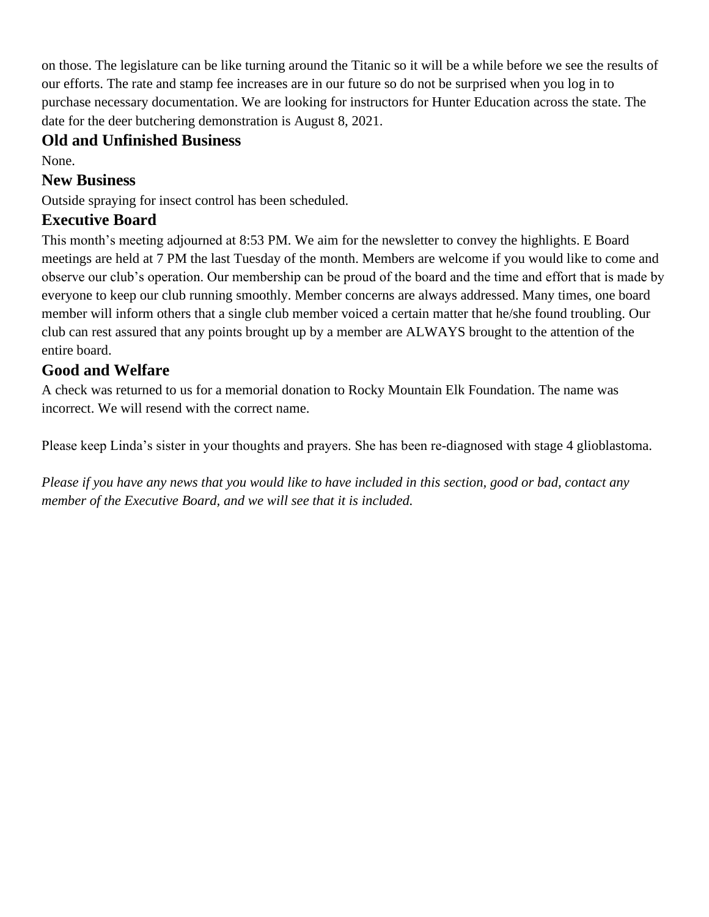on those. The legislature can be like turning around the Titanic so it will be a while before we see the results of our efforts. The rate and stamp fee increases are in our future so do not be surprised when you log in to purchase necessary documentation. We are looking for instructors for Hunter Education across the state. The date for the deer butchering demonstration is August 8, 2021.

## Old and Unfinished Business

None.

## New Business

Outside spraying for insect control has been scheduled.

## Executive Board

This month's meeting adjourned at 8:53 PM. We aim for the newsletter to convey the highlights. E Board meetings are held at 7 PM the last Tuesday of the month. Members are welcome if you would like to come and observe our club's operation. Our membership can be proud of the board and the time and effort that is made by everyone to keep our club running smoothly. Member concerns are always addressed. Many times, one board member will inform others that a single club member voiced a certain matter that he/she found troubling. Our club can rest assured that any points brought up by a member are ALWAYS brought to the attention of the entire board.

## Good and Welfare

A check was returned to us for a memorial donation to Rocky Mountain Elk Foundation. The name was incorrect. We will resend with the correct name.

Please keep Linda's sister in your thoughts and prayers. She has been re-diagnosed with stage 4 glioblastoma.

*Please if you have any news that you would like to have included in this section, good or bad, contact any member of the Executive Board, and we will see that it is included.*